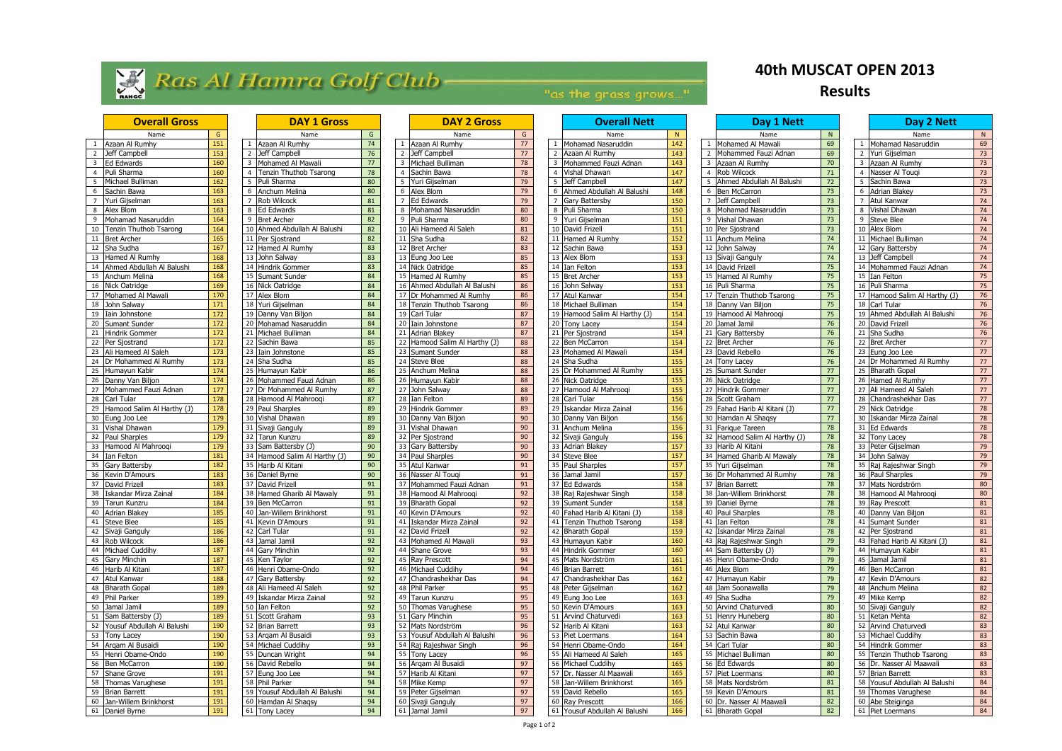# Ras Al Hamra Golf Club

"as the grass grows..."

# 40th MUSCAT OPEN 2013

## Results

### Overall Gross

| # | Name | G |
|---|---|---|
| 1 | Azaan Al Rumhy | 151 |
| 2 | Jeff Campbell | 153 |
| 3 | Ed Edwards | 160 |
| 4 | Puli Sharma | 160 |
| 5 | Michael Bulliman | 162 |
| 6 | Sachin Bawa | 163 |
| 7 | Yuri Gijselman | 163 |
| 8 | Alex Blom | 163 |
| 9 | Mohamad Nasaruddin | 164 |
| 10 | Tenzin Thuthob Tsarong | 164 |
| 11 | Bret Archer | 165 |
| 12 | Sha Sudha | 167 |
| 13 | Hamed Al Rumhy | 168 |
| 14 | Ahmed Abdullah Al Balushi | 168 |
| 15 | Anchum Melina | 168 |
| 16 | Nick Oatridge | 169 |
| 17 | Mohamed Al Mawali | 170 |
| 18 | John Salway | 171 |
| 19 | Iain Johnstone | 172 |
| 20 | Sumant Sunder | 172 |
| 21 | Hindrik Gommer | 172 |
| 22 | Per Sjostrand | 172 |
| 23 | Ali Hameed Al Saleh | 173 |
| 24 | Dr Mohammed Al Rumhy | 173 |
| 25 | Humayun Kabir | 174 |
| 26 | Danny Van Biljon | 174 |
| 27 | Mohammed Fauzi Adnan | 177 |
| 28 | Carl Tular | 178 |
| 29 | Hamood Salim Al Harthy (J) | 178 |
| 30 | Eung Joo Lee | 179 |
| 31 | Vishal Dhawan | 179 |
| 32 | Paul Sharples | 179 |
| 33 | Hamood Al Mahrooqi | 179 |
| 34 | Ian Felton | 181 |
| 35 | Gary Battersby | 182 |
| 36 | Kevin D'Amours | 183 |
| 37 | David Frizell | 183 |
| 38 | Iskandar Mirza Zainal | 184 |
| 39 | Tarun Kunzru | 184 |
| 40 | Adrian Blakey | 185 |
| 41 | Steve Blee | 185 |
| 42 | Sivaji Ganguly | 186 |
| 43 | Rob Wilcock | 186 |
| 44 | Michael Cuddihy | 187 |
| 45 | Gary Minchin | 187 |
| 46 | Harib Al Kitani | 187 |
| 47 | Atul Kanwar | 188 |
| 48 | Bharath Gopal | 189 |
| 49 | Phil Parker | 189 |
| 50 | Jamal Jamil | 189 |
| 51 | Sam Battersby (J) | 189 |
| 52 | Yousuf Abdullah Al Balushi | 190 |
| 53 | Tony Lacey | 190 |
| 54 | Arqam Al Busaidi | 190 |
| 55 | Henri Obame-Ondo | 190 |
| 56 | Ben McCarron | 190 |
| 57 | Shane Grove | 191 |
| 58 | Thomas Varughese | 191 |
| 59 | Brian Barrett | 191 |
| 60 | Jan-Willem Brinkhorst | 191 |
| 61 | Daniel Byrne | 191 |

### DAY 1 Gross

| # | Name | G |
|---|---|---|
| 1 | Azaan Al Rumhy | 74 |
| 2 | Jeff Campbell | 76 |
| 3 | Mohamed Al Mawali | 77 |
| 4 | Tenzin Thuthob Tsarong | 78 |
| 5 | Puli Sharma | 80 |
| 6 | Anchum Melina | 80 |
| 7 | Rob Wilcock | 81 |
| 8 | Ed Edwards | 81 |
| 9 | Bret Archer | 82 |
| 10 | Ahmed Abdullah Al Balushi | 82 |
| 11 | Per Sjostrand | 82 |
| 12 | Hamed Al Rumhy | 83 |
| 13 | John Salway | 83 |
| 14 | Hindrik Gommer | 83 |
| 15 | Sumant Sunder | 84 |
| 16 | Nick Oatridge | 84 |
| 17 | Alex Blom | 84 |
| 18 | Yuri Gijselman | 84 |
| 19 | Danny Van Biljon | 84 |
| 20 | Mohamad Nasaruddin | 84 |
| 21 | Michael Bulliman | 84 |
| 22 | Sachin Bawa | 85 |
| 23 | Iain Johnstone | 85 |
| 24 | Sha Sudha | 85 |
| 25 | Humayun Kabir | 86 |
| 26 | Mohammed Fauzi Adnan | 86 |
| 27 | Dr Mohammed Al Rumhy | 87 |
| 28 | Hamood Al Mahrooqi | 87 |
| 29 | Paul Sharples | 89 |
| 30 | Vishal Dhawan | 89 |
| 31 | Sivaji Ganguly | 89 |
| 32 | Tarun Kunzru | 89 |
| 33 | Sam Battersby (J) | 90 |
| 34 | Hamood Salim Al Harthy (J) | 90 |
| 35 | Harib Al Kitani | 90 |
| 36 | Daniel Byrne | 90 |
| 37 | David Frizell | 91 |
| 38 | Hamed Gharib Al Mawaly | 91 |
| 39 | Ben McCarron | 91 |
| 40 | Jan-Willem Brinkhorst | 91 |
| 41 | Kevin D'Amours | 91 |
| 42 | Carl Tular | 91 |
| 43 | Jamal Jamil | 92 |
| 44 | Gary Minchin | 92 |
| 45 | Ken Taylor | 92 |
| 46 | Henri Obame-Ondo | 92 |
| 47 | Gary Battersby | 92 |
| 48 | Ali Hameed Al Saleh | 92 |
| 49 | Iskandar Mirza Zainal | 92 |
| 50 | Ian Felton | 92 |
| 51 | Scott Graham | 93 |
| 52 | Brian Barrett | 93 |
| 53 | Arqam Al Busaidi | 93 |
| 54 | Michael Cuddihy | 93 |
| 55 | Duncan Wright | 94 |
| 56 | David Rebello | 94 |
| 57 | Eung Joo Lee | 94 |
| 58 | Phil Parker | 94 |
| 59 | Yousuf Abdullah Al Balushi | 94 |
| 60 | Hamdan Al Shaqsy | 94 |
| 61 | Tony Lacey | 94 |

### DAY 2 Gross

| # | Name | G |
|---|---|---|
| 1 | Azaan Al Rumhy | 77 |
| 2 | Jeff Campbell | 77 |
| 3 | Michael Bulliman | 78 |
| 4 | Sachin Bawa | 78 |
| 5 | Yuri Gijselman | 79 |
| 6 | Alex Blom | 79 |
| 7 | Ed Edwards | 79 |
| 8 | Mohamad Nasaruddin | 80 |
| 9 | Puli Sharma | 80 |
| 10 | Ali Hameed Al Saleh | 81 |
| 11 | Sha Sudha | 82 |
| 12 | Bret Archer | 83 |
| 13 | Eung Joo Lee | 85 |
| 14 | Nick Oatridge | 85 |
| 15 | Hamed Al Rumhy | 85 |
| 16 | Ahmed Abdullah Al Balushi | 86 |
| 17 | Dr Mohammed Al Rumhy | 86 |
| 18 | Tenzin Thuthob Tsarong | 86 |
| 19 | Carl Tular | 87 |
| 20 | Iain Johnstone | 87 |
| 21 | Adrian Blakey | 87 |
| 22 | Hamood Salim Al Harthy (J) | 88 |
| 23 | Sumant Sunder | 88 |
| 24 | Steve Blee | 88 |
| 25 | Anchum Melina | 88 |
| 26 | Humayun Kabir | 88 |
| 27 | John Salway | 88 |
| 28 | Ian Felton | 89 |
| 29 | Hindrik Gommer | 89 |
| 30 | Danny Van Biljon | 90 |
| 31 | Vishal Dhawan | 90 |
| 32 | Per Sjostrand | 90 |
| 33 | Gary Battersby | 90 |
| 34 | Paul Sharples | 90 |
| 35 | Atul Kanwar | 91 |
| 36 | Nasser Al Touqi | 91 |
| 37 | Mohammed Fauzi Adnan | 91 |
| 38 | Hamood Al Mahrooqi | 92 |
| 39 | Bharath Gopal | 92 |
| 40 | Kevin D'Amours | 92 |
| 41 | Iskandar Mirza Zainal | 92 |
| 42 | David Frizell | 92 |
| 43 | Mohamed Al Mawali | 93 |
| 44 | Shane Grove | 93 |
| 45 | Ray Prescott | 94 |
| 46 | Michael Cuddihy | 94 |
| 47 | Chandrashekhar Das | 94 |
| 48 | Phil Parker | 95 |
| 49 | Tarun Kunzru | 95 |
| 50 | Thomas Varughese | 95 |
| 51 | Gary Minchin | 95 |
| 52 | Mats Nordström | 96 |
| 53 | Yousuf Abdullah Al Balushi | 96 |
| 54 | Raj Rajeshwar Singh | 96 |
| 55 | Tony Lacey | 96 |
| 56 | Arqam Al Busaidi | 97 |
| 57 | Harib Al Kitani | 97 |
| 58 | Mike Kemp | 97 |
| 59 | Peter Gijselman | 97 |
| 60 | Sivaji Ganguly | 97 |
| 61 | Jamal Jamil | 97 |

### Overall Nett

| # | Name | N |
|---|---|---|
| 1 | Mohamad Nasaruddin | 142 |
| 2 | Azaan Al Rumhy | 143 |
| 3 | Mohammed Fauzi Adnan | 143 |
| 4 | Vishal Dhawan | 147 |
| 5 | Jeff Campbell | 147 |
| 6 | Ahmed Abdullah Al Balushi | 148 |
| 7 | Gary Battersby | 150 |
| 8 | Puli Sharma | 150 |
| 9 | Yuri Gijselman | 151 |
| 10 | David Frizell | 151 |
| 11 | Hamed Al Rumhy | 152 |
| 12 | Sachin Bawa | 153 |
| 13 | Alex Blom | 153 |
| 14 | Ian Felton | 153 |
| 15 | Bret Archer | 153 |
| 16 | John Salway | 153 |
| 17 | Atul Kanwar | 154 |
| 18 | Michael Bulliman | 154 |
| 19 | Hamood Salim Al Harthy (J) | 154 |
| 20 | Tony Lacey | 154 |
| 21 | Per Sjostrand | 154 |
| 22 | Ben McCarron | 154 |
| 23 | Mohamed Al Mawali | 154 |
| 24 | Sha Sudha | 155 |
| 25 | Dr Mohammed Al Rumhy | 155 |
| 26 | Nick Oatridge | 155 |
| 27 | Hamood Al Mahrooqi | 155 |
| 28 | Carl Tular | 156 |
| 29 | Iskandar Mirza Zainal | 156 |
| 30 | Danny Van Biljon | 156 |
| 31 | Anchum Melina | 156 |
| 32 | Sivaji Ganguly | 156 |
| 33 | Adrian Blakey | 157 |
| 34 | Steve Blee | 157 |
| 35 | Paul Sharples | 157 |
| 36 | Jamal Jamil | 157 |
| 37 | Ed Edwards | 158 |
| 38 | Raj Rajeshwar Singh | 158 |
| 39 | Sumant Sunder | 158 |
| 40 | Fahad Harib Al Kitani (J) | 158 |
| 41 | Tenzin Thuthob Tsarong | 158 |
| 42 | Bharath Gopal | 159 |
| 43 | Humayun Kabir | 160 |
| 44 | Hindrik Gommer | 160 |
| 45 | Mats Nordström | 161 |
| 46 | Brian Barrett | 161 |
| 47 | Chandrashekhar Das | 162 |
| 48 | Peter Gijselman | 162 |
| 49 | Eung Joo Lee | 163 |
| 50 | Kevin D'Amours | 163 |
| 51 | Arvind Chaturvedi | 163 |
| 52 | Harib Al Kitani | 163 |
| 53 | Piet Loermans | 164 |
| 54 | Henri Obame-Ondo | 164 |
| 55 | Ali Hameed Al Saleh | 165 |
| 56 | Michael Cuddihy | 165 |
| 57 | Dr. Nasser Al Maawali | 165 |
| 58 | Jan-Willem Brinkhorst | 165 |
| 59 | David Rebello | 165 |
| 60 | Ray Prescott | 166 |
| 61 | Yousuf Abdullah Al Balushi | 166 |

### Day 1 Nett

| # | Name | N |
|---|---|---|
| 1 | Mohamed Al Mawali | 69 |
| 2 | Mohammed Fauzi Adnan | 69 |
| 3 | Azaan Al Rumhy | 70 |
| 4 | Rob Wilcock | 71 |
| 5 | Ahmed Abdullah Al Balushi | 72 |
| 6 | Ben McCarron | 73 |
| 7 | Jeff Campbell | 73 |
| 8 | Mohamad Nasaruddin | 73 |
| 9 | Vishal Dhawan | 73 |
| 10 | Per Sjostrand | 73 |
| 11 | Anchum Melina | 74 |
| 12 | John Salway | 74 |
| 13 | Sivaji Ganguly | 74 |
| 14 | David Frizell | 75 |
| 15 | Hamed Al Rumhy | 75 |
| 16 | Puli Sharma | 75 |
| 17 | Tenzin Thuthob Tsarong | 75 |
| 18 | Danny Van Biljon | 75 |
| 19 | Hamood Al Mahrooqi | 75 |
| 20 | Jamal Jamil | 76 |
| 21 | Gary Battersby | 76 |
| 22 | Bret Archer | 76 |
| 23 | David Rebello | 76 |
| 24 | Tony Lacey | 76 |
| 25 | Sumant Sunder | 77 |
| 26 | Nick Oatridge | 77 |
| 27 | Hindrik Gommer | 77 |
| 28 | Scott Graham | 77 |
| 29 | Fahad Harib Al Kitani (J) | 77 |
| 30 | Hamdan Al Shaqsy | 77 |
| 31 | Farique Tareen | 78 |
| 32 | Hamood Salim Al Harthy (J) | 78 |
| 33 | Harib Al Kitani | 78 |
| 34 | Hamed Gharib Al Mawaly | 78 |
| 35 | Yuri Gijselman | 78 |
| 36 | Dr Mohammed Al Rumhy | 78 |
| 37 | Brian Barrett | 78 |
| 38 | Jan-Willem Brinkhorst | 78 |
| 39 | Daniel Byrne | 78 |
| 40 | Paul Sharples | 78 |
| 41 | Ian Felton | 78 |
| 42 | Iskandar Mirza Zainal | 78 |
| 43 | Raj Rajeshwar Singh | 79 |
| 44 | Sam Battersby (J) | 79 |
| 45 | Henri Obame-Ondo | 79 |
| 46 | Alex Blom | 79 |
| 47 | Humayun Kabir | 79 |
| 48 | Jam Soonawalla | 79 |
| 49 | Sha Sudha | 79 |
| 50 | Arvind Chaturvedi | 80 |
| 51 | Henry Huneberg | 80 |
| 52 | Atul Kanwar | 80 |
| 53 | Sachin Bawa | 80 |
| 54 | Carl Tular | 80 |
| 55 | Michael Bulliman | 80 |
| 56 | Ed Edwards | 80 |
| 57 | Piet Loermans | 80 |
| 58 | Mats Nordström | 81 |
| 59 | Kevin D'Amours | 81 |
| 60 | Dr. Nasser Al Maawali | 82 |
| 61 | Bharath Gopal | 82 |

### Day 2 Nett

| # | Name | N |
|---|---|---|
| 1 | Mohamad Nasaruddin | 69 |
| 2 | Yuri Gijselman | 73 |
| 3 | Azaan Al Rumhy | 73 |
| 4 | Nasser Al Touqi | 73 |
| 5 | Sachin Bawa | 73 |
| 6 | Adrian Blakey | 73 |
| 7 | Atul Kanwar | 74 |
| 8 | Vishal Dhawan | 74 |
| 9 | Steve Blee | 74 |
| 10 | Alex Blom | 74 |
| 11 | Michael Bulliman | 74 |
| 12 | Gary Battersby | 74 |
| 13 | Jeff Campbell | 74 |
| 14 | Mohammed Fauzi Adnan | 74 |
| 15 | Ian Felton | 75 |
| 16 | Puli Sharma | 75 |
| 17 | Hamood Salim Al Harthy (J) | 76 |
| 18 | Carl Tular | 76 |
| 19 | Ahmed Abdullah Al Balushi | 76 |
| 20 | David Frizell | 76 |
| 21 | Sha Sudha | 76 |
| 22 | Bret Archer | 77 |
| 23 | Eung Joo Lee | 77 |
| 24 | Dr Mohammed Al Rumhy | 77 |
| 25 | Bharath Gopal | 77 |
| 26 | Hamed Al Rumhy | 77 |
| 27 | Ali Hameed Al Saleh | 77 |
| 28 | Chandrashekhar Das | 77 |
| 29 | Nick Oatridge | 78 |
| 30 | Iskandar Mirza Zainal | 78 |
| 31 | Ed Edwards | 78 |
| 32 | Tony Lacey | 78 |
| 33 | Peter Gijselman | 79 |
| 34 | John Salway | 79 |
| 35 | Raj Rajeshwar Singh | 79 |
| 36 | Paul Sharples | 79 |
| 37 | Mats Nordström | 80 |
| 38 | Hamood Al Mahrooqi | 80 |
| 39 | Ray Prescott | 81 |
| 40 | Danny Van Biljon | 81 |
| 41 | Sumant Sunder | 81 |
| 42 | Per Sjostrand | 81 |
| 43 | Fahad Harib Al Kitani (J) | 81 |
| 44 | Humayun Kabir | 81 |
| 45 | Jamal Jamil | 81 |
| 46 | Ben McCarron | 81 |
| 47 | Kevin D'Amours | 82 |
| 48 | Anchum Melina | 82 |
| 49 | Mike Kemp | 82 |
| 50 | Sivaji Ganguly | 82 |
| 51 | Ketan Mehta | 82 |
| 52 | Arvind Chaturvedi | 83 |
| 53 | Michael Cuddihy | 83 |
| 54 | Hindrik Gommer | 83 |
| 55 | Tenzin Thuthob Tsarong | 83 |
| 56 | Dr. Nasser Al Maawali | 83 |
| 57 | Brian Barrett | 83 |
| 58 | Yousuf Abdullah Al Balushi | 84 |
| 59 | Thomas Varughese | 84 |
| 60 | Abe Steiginga | 84 |
| 61 | Piet Loermans | 84 |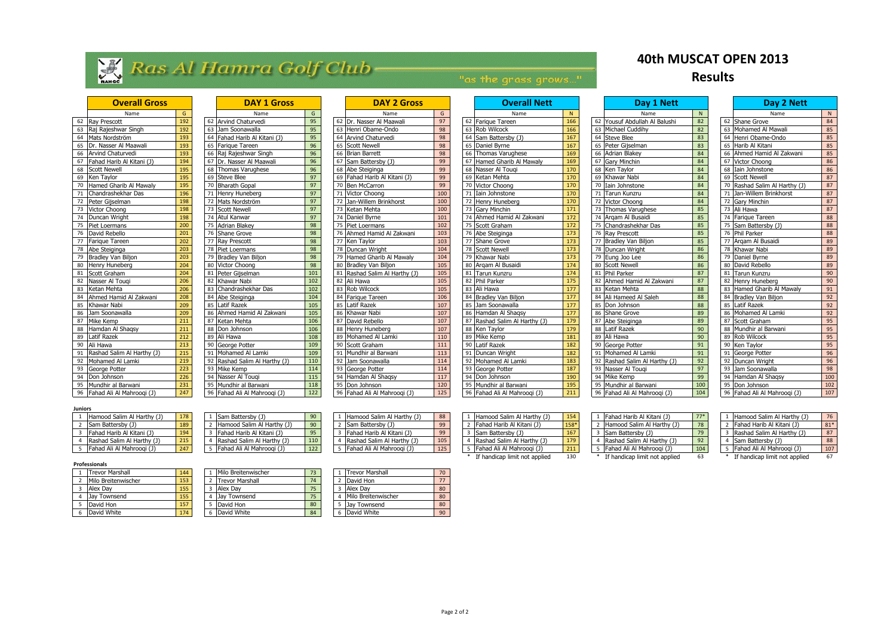# Ras Al Hamra Golf Club

"as the grass grows..."

## 40th MUSCAT OPEN 2013

## Results

### Overall Gross

| | Name | G |
|---|---|---|
| 62 | Ray Prescott | 192 |
| 63 | Raj Rajeshwar Singh | 192 |
| 64 | Mats Nordström | 193 |
| 65 | Dr. Nasser Al Maawali | 193 |
| 66 | Arvind Chaturvedi | 193 |
| 67 | Fahad Harib Al Kitani (J) | 194 |
| 68 | Scott Newell | 195 |
| 69 | Ken Taylor | 195 |
| 70 | Hamed Gharib Al Mawaly | 195 |
| 71 | Chandrashekhar Das | 196 |
| 72 | Peter Gijselman | 198 |
| 73 | Victor Choong | 198 |
| 74 | Duncan Wright | 198 |
| 75 | Piet Loermans | 200 |
| 76 | David Rebello | 201 |
| 77 | Farique Tareen | 202 |
| 78 | Abe Steiginga | 203 |
| 79 | Bradley Van Biljon | 203 |
| 80 | Henry Huneberg | 204 |
| 81 | Scott Graham | 204 |
| 82 | Nasser Al Touqi | 206 |
| 83 | Ketan Mehta | 206 |
| 84 | Ahmed Hamid Al Zakwani | 208 |
| 85 | Khawar Nabi | 209 |
| 86 | Jam Soonawalla | 209 |
| 87 | Mike Kemp | 211 |
| 88 | Hamdan Al Shaqsy | 211 |
| 89 | Latif Razek | 212 |
| 90 | Ali Hawa | 213 |
| 91 | Rashad Salim Al Harthy (J) | 215 |
| 92 | Mohamed Al Lamki | 219 |
| 93 | George Potter | 223 |
| 94 | Don Johnson | 226 |
| 95 | Mundhir al Barwani | 231 |
| 96 | Fahad Ali Al Mahrooqi (J) | 247 |

### DAY 1 Gross

| | Name | G |
|---|---|---|
| 62 | Arvind Chaturvedi | 95 |
| 63 | Jam Soonawalla | 95 |
| 64 | Fahad Harib Al Kitani (J) | 95 |
| 65 | Farique Tareen | 96 |
| 66 | Raj Rajeshwar Singh | 96 |
| 67 | Dr. Nasser Al Maawali | 96 |
| 68 | Thomas Varughese | 96 |
| 69 | Steve Blee | 97 |
| 70 | Bharath Gopal | 97 |
| 71 | Henry Huneberg | 97 |
| 72 | Mats Nordström | 97 |
| 73 | Scott Newell | 97 |
| 74 | Atul Kanwar | 97 |
| 75 | Adrian Blakey | 98 |
| 76 | Shane Grove | 98 |
| 77 | Ray Prescott | 98 |
| 78 | Piet Loermans | 98 |
| 79 | Bradley Van Biljon | 98 |
| 80 | Victor Choong | 98 |
| 81 | Peter Gijselman | 101 |
| 82 | Khawar Nabi | 102 |
| 83 | Chandrashekhar Das | 102 |
| 84 | Abe Steiginga | 104 |
| 85 | Latif Razek | 105 |
| 86 | Ahmed Hamid Al Zakwani | 105 |
| 87 | Ketan Mehta | 106 |
| 88 | Don Johnson | 106 |
| 89 | Ali Hawa | 108 |
| 90 | George Potter | 109 |
| 91 | Mohamed Al Lamki | 109 |
| 92 | Rashad Salim Al Harthy (J) | 110 |
| 93 | Mike Kemp | 114 |
| 94 | Nasser Al Touqi | 115 |
| 95 | Mundhir al Barwani | 118 |
| 96 | Fahad Ali Al Mahrooqi (J) | 122 |

### DAY 2 Gross

| | Name | G |
|---|---|---|
| 62 | Dr. Nasser Al Maawali | 97 |
| 63 | Henri Obame-Ondo | 98 |
| 64 | Arvind Chaturvedi | 98 |
| 65 | Scott Newell | 98 |
| 66 | Brian Barrett | 98 |
| 67 | Sam Battersby (J) | 99 |
| 68 | Abe Steiginga | 99 |
| 69 | Fahad Harib Al Kitani (J) | 99 |
| 70 | Ben McCarron | 99 |
| 71 | Victor Choong | 100 |
| 72 | Jan-Willem Brinkhorst | 100 |
| 73 | Ketan Mehta | 100 |
| 74 | Daniel Byrne | 101 |
| 75 | Piet Loermans | 102 |
| 76 | Ahmed Hamid Al Zakwani | 103 |
| 77 | Ken Taylor | 103 |
| 78 | Duncan Wright | 104 |
| 79 | Hamed Gharib Al Mawaly | 104 |
| 80 | Bradley Van Biljon | 105 |
| 81 | Rashad Salim Al Harthy (J) | 105 |
| 82 | Ali Hawa | 105 |
| 83 | Rob Wilcock | 105 |
| 84 | Farique Tareen | 106 |
| 85 | Latif Razek | 107 |
| 86 | Khawar Nabi | 107 |
| 87 | David Rebello | 107 |
| 88 | Henry Huneberg | 107 |
| 89 | Mohamed Al Lamki | 110 |
| 90 | Scott Graham | 111 |
| 91 | Mundhir al Barwani | 113 |
| 92 | Jam Soonawalla | 114 |
| 93 | George Potter | 114 |
| 94 | Hamdan Al Shaqsy | 117 |
| 95 | Don Johnson | 120 |
| 96 | Fahad Ali Al Mahrooqi (J) | 125 |

### Overall Nett

| | Name | N |
|---|---|---|
| 62 | Farique Tareen | 166 |
| 63 | Rob Wilcock | 166 |
| 64 | Sam Battersby (J) | 167 |
| 65 | Daniel Byrne | 167 |
| 66 | Thomas Varughese | 169 |
| 67 | Hamed Gharib Al Mawaly | 169 |
| 68 | Nasser Al Touqi | 170 |
| 69 | Ketan Mehta | 170 |
| 70 | Victor Choong | 170 |
| 71 | Iain Johnstone | 170 |
| 72 | Henry Huneberg | 170 |
| 73 | Gary Minchin | 171 |
| 74 | Ahmed Hamid Al Zakwani | 172 |
| 75 | Scott Graham | 172 |
| 76 | Abe Steiginga | 173 |
| 77 | Shane Grove | 173 |
| 78 | Scott Newell | 173 |
| 79 | Khawar Nabi | 173 |
| 80 | Arqam Al Busaidi | 174 |
| 81 | Tarun Kunzru | 174 |
| 82 | Phil Parker | 175 |
| 83 | Ali Hawa | 177 |
| 84 | Bradley Van Biljon | 177 |
| 85 | Jam Soonawalla | 177 |
| 86 | Hamdan Al Shaqsy | 177 |
| 87 | Rashad Salim Al Harthy (J) | 179 |
| 88 | Ken Taylor | 179 |
| 89 | Mike Kemp | 181 |
| 90 | Latif Razek | 182 |
| 91 | Duncan Wright | 182 |
| 92 | Mohamed Al Lamki | 183 |
| 93 | George Potter | 187 |
| 94 | Don Johnson | 190 |
| 95 | Mundhir al Barwani | 195 |
| 96 | Fahad Ali Al Mahrooqi (J) | 211 |

### Day 1 Nett

| | Name | N |
|---|---|---|
| 62 | Yousuf Abdullah Al Balushi | 82 |
| 63 | Michael Cuddihy | 82 |
| 64 | Steve Blee | 83 |
| 65 | Peter Gijselman | 83 |
| 66 | Adrian Blakey | 84 |
| 67 | Gary Minchin | 84 |
| 68 | Ken Taylor | 84 |
| 69 | Khawar Nabi | 84 |
| 70 | Iain Johnstone | 84 |
| 71 | Tarun Kunzru | 84 |
| 72 | Victor Choong | 84 |
| 73 | Thomas Varughese | 85 |
| 74 | Arqam Al Busaidi | 85 |
| 75 | Chandrashekhar Das | 85 |
| 76 | Ray Prescott | 85 |
| 77 | Bradley Van Biljon | 85 |
| 78 | Duncan Wright | 86 |
| 79 | Eung Joo Lee | 86 |
| 80 | Scott Newell | 86 |
| 81 | Phil Parker | 87 |
| 82 | Ahmed Hamid Al Zakwani | 87 |
| 83 | Ketan Mehta | 88 |
| 84 | Ali Hameed Al Saleh | 88 |
| 85 | Don Johnson | 88 |
| 86 | Shane Grove | 89 |
| 87 | Abe Steiginga | 89 |
| 88 | Latif Razek | 90 |
| 89 | Ali Hawa | 90 |
| 90 | George Potter | 91 |
| 91 | Mohamed Al Lamki | 91 |
| 92 | Rashad Salim Al Harthy (J) | 92 |
| 93 | Nasser Al Touqi | 97 |
| 94 | Mike Kemp | 99 |
| 95 | Mundhir al Barwani | 100 |
| 96 | Fahad Ali Al Mahrooqi (J) | 104 |

### Day 2 Nett

| | Name | N |
|---|---|---|
| 62 | Shane Grove | 84 |
| 63 | Mohamed Al Mawali | 85 |
| 64 | Henri Obame-Ondo | 85 |
| 65 | Harib Al Kitani | 85 |
| 66 | Ahmed Hamid Al Zakwani | 85 |
| 67 | Victor Choong | 86 |
| 68 | Iain Johnstone | 86 |
| 69 | Scott Newell | 87 |
| 70 | Rashad Salim Al Harthy (J) | 87 |
| 71 | Jan-Willem Brinkhorst | 87 |
| 72 | Gary Minchin | 87 |
| 73 | Ali Hawa | 87 |
| 74 | Farique Tareen | 88 |
| 75 | Sam Battersby (J) | 88 |
| 76 | Phil Parker | 88 |
| 77 | Arqam Al Busaidi | 89 |
| 78 | Khawar Nabi | 89 |
| 79 | Daniel Byrne | 89 |
| 80 | David Rebello | 89 |
| 81 | Tarun Kunzru | 90 |
| 82 | Henry Huneberg | 90 |
| 83 | Hamed Gharib Al Mawaly | 91 |
| 84 | Bradley Van Biljon | 92 |
| 85 | Latif Razek | 92 |
| 86 | Mohamed Al Lamki | 92 |
| 87 | Scott Graham | 95 |
| 88 | Mundhir al Barwani | 95 |
| 89 | Rob Wilcock | 95 |
| 90 | Ken Taylor | 95 |
| 91 | George Potter | 96 |
| 92 | Duncan Wright | 96 |
| 93 | Jam Soonawalla | 98 |
| 94 | Hamdan Al Shaqsy | 100 |
| 95 | Don Johnson | 102 |
| 96 | Fahad Ali Al Mahrooqi (J) | 107 |

### Juniors

**Overall Gross**

| | Name | G |
|---|---|---|
| 1 | Hamood Salim Al Harthy (J) | 178 |
| 2 | Sam Battersby (J) | 189 |
| 3 | Fahad Harib Al Kitani (J) | 194 |
| 4 | Rashad Salim Al Harthy (J) | 215 |
| 5 | Fahad Ali Al Mahrooqi (J) | 247 |

**Day 1 Gross**

| | Name | G |
|---|---|---|
| 1 | Sam Battersby (J) | 90 |
| 2 | Hamood Salim Al Harthy (J) | 90 |
| 3 | Fahad Harib Al Kitani (J) | 95 |
| 4 | Rashad Salim Al Harthy (J) | 110 |
| 5 | Fahad Ali Al Mahrooqi (J) | 122 |

**Day 2 Gross**

| | Name | G |
|---|---|---|
| 1 | Hamood Salim Al Harthy (J) | 88 |
| 2 | Sam Battersby (J) | 99 |
| 3 | Fahad Harib Al Kitani (J) | 99 |
| 4 | Rashad Salim Al Harthy (J) | 105 |
| 5 | Fahad Ali Al Mahrooqi (J) | 125 |

**Overall Nett**

| | Name | N |
|---|---|---|
| 1 | Hamood Salim Al Harthy (J) | 154 |
| 2 | Fahad Harib Al Kitani (J) | 158* |
| 3 | Sam Battersby (J) | 167 |
| 4 | Rashad Salim Al Harthy (J) | 179 |
| 5 | Fahad Ali Al Mahrooqi (J) | 211 |
| * | If handicap limit not applied | 130 |

**Day 1 Nett**

| | Name | N |
|---|---|---|
| 1 | Fahad Harib Al Kitani (J) | 77* |
| 2 | Hamood Salim Al Harthy (J) | 78 |
| 3 | Sam Battersby (J) | 79 |
| 4 | Rashad Salim Al Harthy (J) | 92 |
| 5 | Fahad Ali Al Mahrooqi (J) | 104 |
| * | If handicap limit not applied | 63 |

**Day 2 Nett**

| | Name | N |
|---|---|---|
| 1 | Hamood Salim Al Harthy (J) | 76 |
| 2 | Fahad Harib Al Kitani (J) | 81* |
| 3 | Rashad Salim Al Harthy (J) | 87 |
| 4 | Sam Battersby (J) | 88 |
| 5 | Fahad Ali Al Mahrooqi (J) | 107 |
| * | If handicap limit not applied | 67 |

### Professionals

**Overall Gross**

| | Name | G |
|---|---|---|
| 1 | Trevor Marshall | 144 |
| 2 | Milo Breitenwischer | 153 |
| 3 | Alex Day | 155 |
| 4 | Jay Townsend | 155 |
| 5 | David Hon | 157 |
| 6 | David White | 174 |

**Day 1 Gross**

| | Name | G |
|---|---|---|
| 1 | Milo Breitenwischer | 73 |
| 2 | Trevor Marshall | 74 |
| 3 | Alex Day | 75 |
| 4 | Jay Townsend | 75 |
| 5 | David Hon | 80 |
| 6 | David White | 84 |

**Day 2 Gross**

| | Name | G |
|---|---|---|
| 1 | Trevor Marshall | 70 |
| 2 | David Hon | 77 |
| 3 | Alex Day | 80 |
| 4 | Milo Breitenwischer | 80 |
| 5 | Jay Townsend | 80 |
| 6 | David White | 90 |